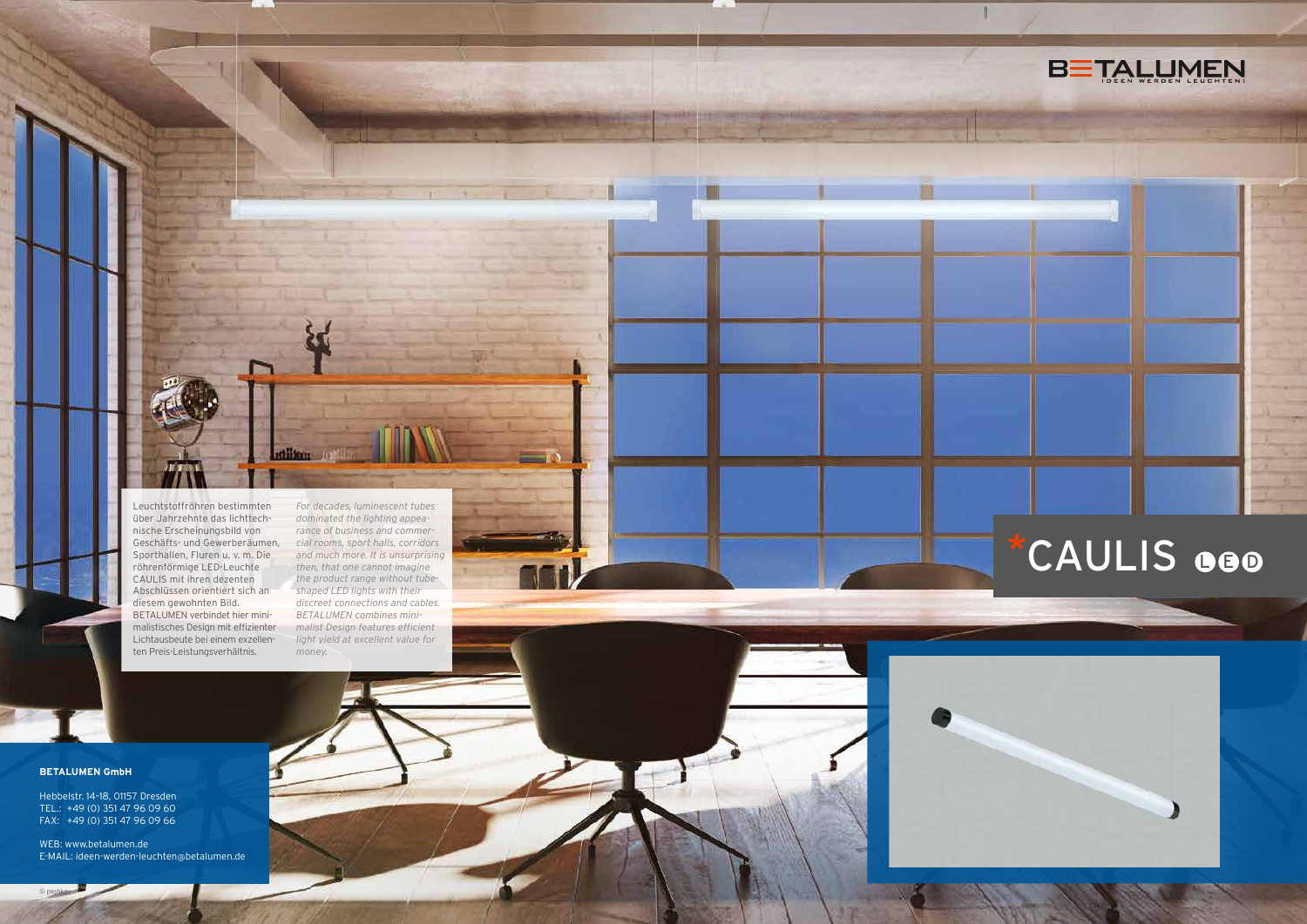BETALUMEN
IDEEN WERDEN LEUCHTEN!

# *CAULIS LED

Leuchtstoffröhren bestimmten über Jahrzehnte das lichttechnische Erscheinungsbild von Geschäfts- und Gewerberäumen, Sporthallen, Fluren u. v. m. Die röhrenförmige LED-Leuchte CAULIS mit ihren dezenten Abschlüssen orientiert sich an diesem gewohnten Bild. BETALUMEN verbindet hier minimalistisches Design mit effizienter Lichtausbeute bei einem exzellenten Preis-Leistungsverhältnis.

*For decades, luminescent tubes dominated the lighting appearance of business and commercial rooms, sport halls, corridors and much more. It is unsurprising then, that one cannot imagine the product range without tube-shaped LED lights with their discreet connections and cables. BETALUMEN combines minimalist Design features efficient light yield at excellent value for money.*

**BETALUMEN GmbH**

Hebbelstr. 14–18, 01157 Dresden
TEL.: +49 (0) 351 47 96 09 60
FAX: +49 (0) 351 47 96 09 66

WEB: www.betalumen.de
E-MAIL: ideen-werden-leuchten@betalumen.de

© peshkov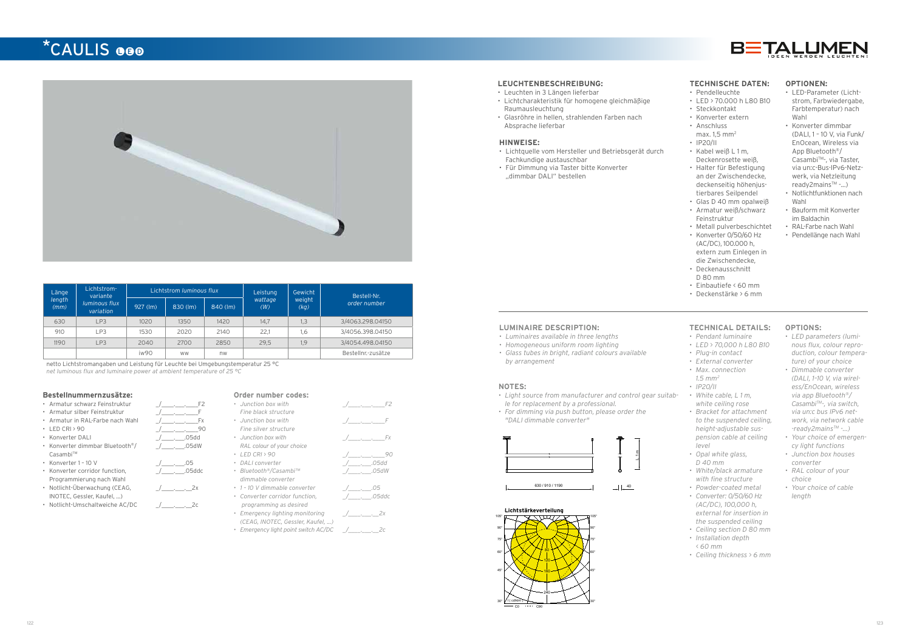# *CAULIS LED

BETALUMEN
IDEEN WERDEN LEUCHTEN!

| Länge *length* (mm) | Lichtstrom-variante *luminous flux variation* | Lichtstrom *luminous flux* | | | Leistung *wattage* (W) | Gewicht *weight* (kg) | Bestell-Nr. *order number* |
|---|---|---|---|---|---|---|---|
| | | 927 (lm) | 830 (lm) | 840 (lm) | | | |
| 630 | LP3 | 1020 | 1350 | 1420 | 14,7 | 1,3 | 3/4063.298.04150 |
| 910 | LP3 | 1530 | 2020 | 2140 | 22,1 | 1,6 | 3/4056.398.04150 |
| 1190 | LP3 | 2040 | 2700 | 2850 | 29,5 | 1,9 | 3/4054.498.04150 |
| | | iw90 | ww | nw | | | Bestellnr.-zusätze |

netto Lichtstromangaben und Leistung für Leuchte bei Umgebungstemperatur 25 °C
*net luminous flux and luminaire power at ambient temperature of 25 °C*

### Bestellnummernzusätze:

- Armatur schwarz Feinstruktur _/____.___.____F2
- Armatur silber Feinstruktur _/____.___.____F
- Armatur in RAL-Farbe nach Wahl _/____.___.____Fx
- LED CRI > 90 _/____.___.____90
- Konverter DALI _/____.___.05dd
- Konverter dimmbar Bluetooth®/ Casambi™ _/____.___.05dW
- Konverter 1 – 10 V _/____.___.05
- Konverter corridor function, Programmierung nach Wahl _/____.___.05ddc
- Notlicht-Überwachung (CEAG, INOTEC, Gessler, Kaufel, ...) _/____.___.___2x
- Notlicht-Umschaltweiche AC/DC _/____.___.___2c

### Order number codes:

- *Junction box with Fine black structure* _/____.___.____F2
- *Junction box with Fine silver structure* _/____.___.____F
- *Junction box with RAL colour of your choice* _/____.___.____Fx
- *LED CRI > 90* _/____.___.____90
- *DALI converter* _/____.___.05dd
- *Bluetooth®/Casambi™ dimmable converter* _/____.___.05dW
- *1 – 10 V dimmable converter* _/____.___.05
- *Converter corridor function, programming as desired* _/____.___.05ddc
- *Emergency lighting monitoring (CEAG, INOTEC, Gessler, Kaufel, ...)* _/____.___.___2x
- *Emergency light point switch AC/DC* _/____.___.___2c

### LEUCHTENBESCHREIBUNG:

- Leuchten in 3 Längen lieferbar
- Lichtcharakteristik für homogene gleichmäßige Raumausleuchtung
- Glasröhre in hellen, strahlenden Farben nach Absprache lieferbar

### HINWEISE:

- Lichtquelle vom Hersteller und Betriebsgerät durch Fachkundige austauschbar
- Für Dimmung via Taster bitte Konverter „dimmbar DALI" bestellen

### TECHNISCHE DATEN:

- Pendelleuchte
- LED > 70.000 h L80 B10
- Steckkontakt
- Konverter extern
- Anschluss max. 1,5 mm²
- IP20/II
- Kabel weiß L 1 m, Deckenrosette weiß,
- Halter für Befestigung an der Zwischendecke, deckenseitig höhenjustierbares Seilpendel
- Glas D 40 mm opalweiß
- Armatur weiß/schwarz Feinstruktur
- Metall pulverbeschichtet
- Konverter 0/50/60 Hz (AC/DC), 100.000 h, extern zum Einlegen in die Zwischendecke,
- Deckenausschnitt D 80 mm
- Einbautiefe < 60 mm
- Deckenstärke > 6 mm

### OPTIONEN:

- LED-Parameter (Lichtstrom, Farbwiedergabe, Farbtemperatur) nach Wahl
- Konverter dimmbar (DALI, 1 – 10 V, via Funk/ EnOcean, Wireless via App Bluetooth®/ Casambi™-, via Taster, via un:c-Bus-IPv6-Netzwerk, via Netzleitung ready2mains™ -...)
- Notlichtfunktionen nach Wahl
- Bauform mit Konverter im Baldachin
- RAL-Farbe nach Wahl
- Pendellänge nach Wahl

### LUMINAIRE DESCRIPTION:

- *Luminaires available in three lengths*
- *Homogeneous uniform room lighting*
- *Glass tubes in bright, radiant colours available by arrangement*

### NOTES:

- *Light source from manufacturer and control gear suitable for replacement by a professional.*
- *For dimming via push button, please order the "DALI dimmable converter"*

630 / 910 / 1190
40
L 1 m

Lichtstärkeverteilung
105° 90° 75° 60° 45° 30°
60 120 180 240
I cd/klm
C0 C90

### TECHNICAL DETAILS:

- *Pendant luminaire*
- *LED > 70,000 h L80 B10*
- *Plug-in contact*
- *External converter*
- *Max. connection 1.5 mm²*
- *IP20/II*
- *White cable, L 1 m, white ceiling rose*
- *Bracket for attachment to the suspended ceiling, height-adjustable suspension cable at ceiling level*
- *Opal white glass, D 40 mm*
- *White/black armature with fine structure*
- *Powder-coated metal*
- *Converter: 0/50/60 Hz (AC/DC), 100,000 h, external for insertion in the suspended ceiling*
- *Ceiling section D 80 mm*
- *Installation depth < 60 mm*
- *Ceiling thickness > 6 mm*

### OPTIONS:

- *LED parameters (luminous flux, colour reproduction, colour temperature) of your choice*
- *Dimmable converter (DALI, 1–10 V, via wireless/EnOcean, wireless via app Bluetooth®/ Casambi™-, via switch, via un:c bus IPv6 network, via network cable -ready2mains™ -...)*
- *Your choice of emergency light functions*
- *Junction box houses converter*
- *RAL colour of your choice*
- *Your choice of cable length*